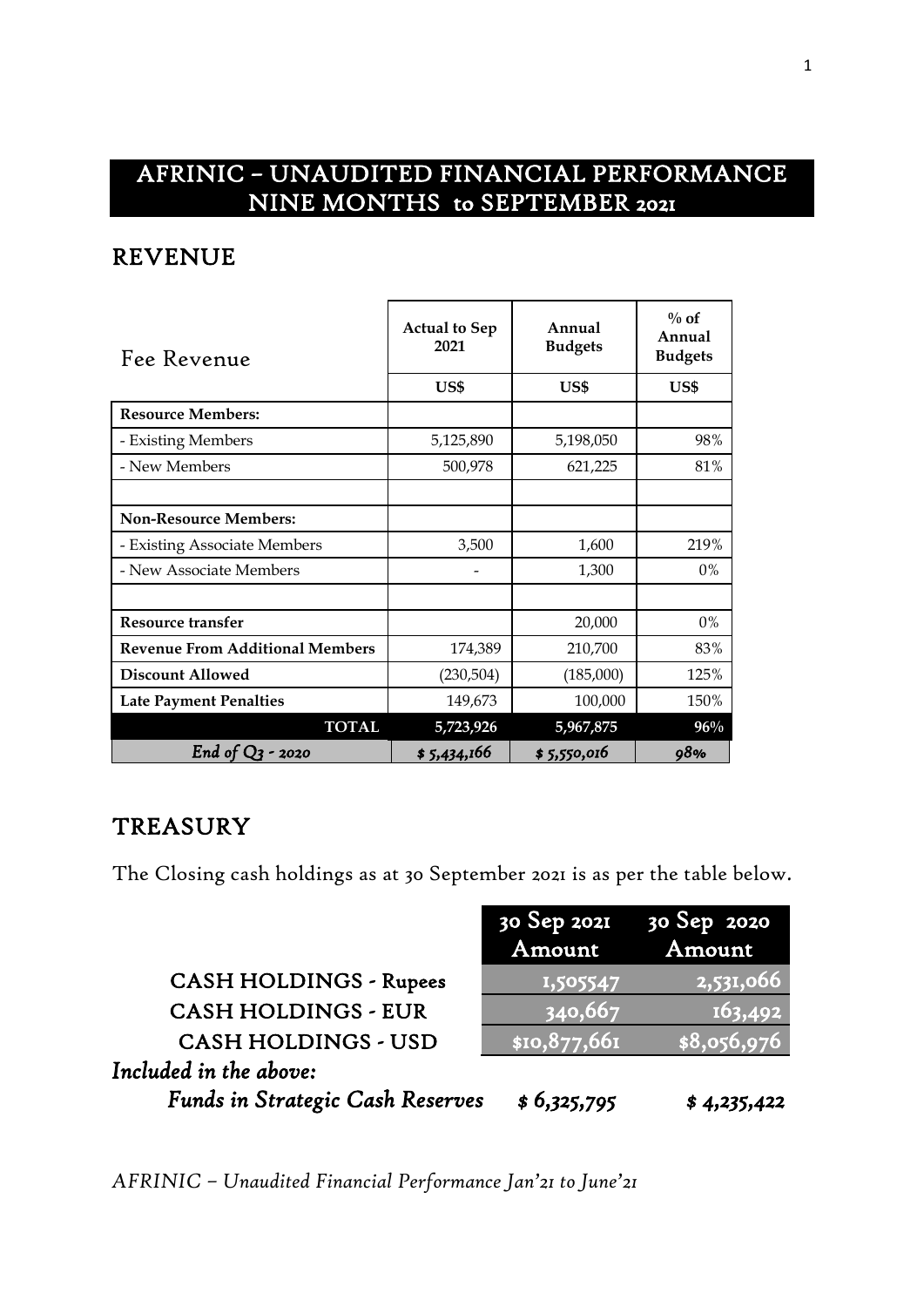## AFRINIC – UNAUDITED FINANCIAL PERFORMANCE NINE MONTHS to SEPTEMBER 2021

## REVENUE

| Fee Revenue | Actual to Sep 2021 | Annual Budgets | % of Annual Budgets |
|---|---|---|---|
| | US$ | US$ | US$ |
| **Resource Members:** | | | |
| - Existing Members | 5,125,890 | 5,198,050 | 98% |
| - New Members | 500,978 | 621,225 | 81% |
| | | | |
| **Non-Resource Members:** | | | |
| - Existing Associate Members | 3,500 | 1,600 | 219% |
| - New Associate Members | - | 1,300 | 0% |
| | | | |
| **Resource transfer** | | 20,000 | 0% |
| **Revenue From Additional Members** | 174,389 | 210,700 | 83% |
| **Discount Allowed** | (230,504) | (185,000) | 125% |
| **Late Payment Penalties** | 149,673 | 100,000 | 150% |
| **TOTAL** | **5,723,926** | **5,967,875** | **96%** |
| *End of Q3 - 2020* | *$ 5,434,166* | *$ 5,550,016* | *98%* |

## TREASURY

The Closing cash holdings as at 30 September 2021 is as per the table below.

| | 30 Sep 2021 Amount | 30 Sep 2020 Amount |
|---|---|---|
| CASH HOLDINGS - Rupees | 1,505547 | 2,531,066 |
| CASH HOLDINGS - EUR | 340,667 | 163,492 |
| CASH HOLDINGS - USD | $10,877,661 | $8,056,976 |
| *Included in the above:* | | |
| *Funds in Strategic Cash Reserves* | *$ 6,325,795* | *$ 4,235,422* |

*AFRINIC – Unaudited Financial Performance Jan'21 to June'21*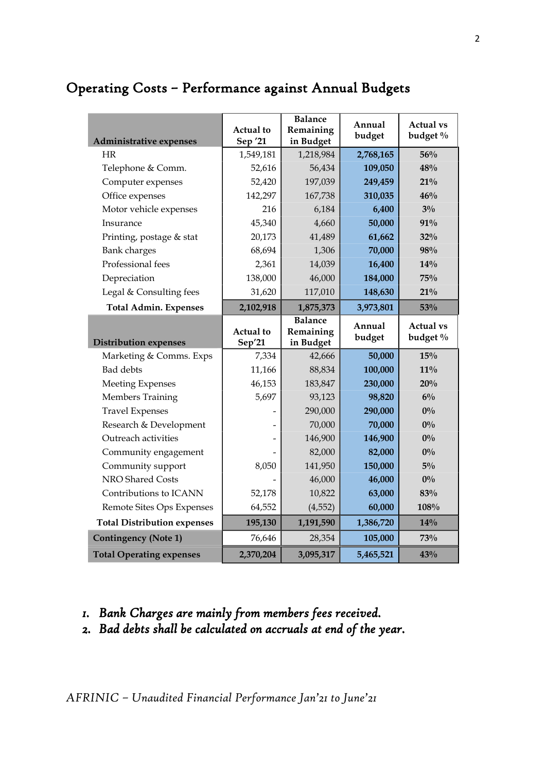## Operating Costs – Performance against Annual Budgets

| Administrative expenses | Actual to Sep '21 | Balance Remaining in Budget | Annual budget | Actual vs budget % |
|---|---|---|---|---|
| HR | 1,549,181 | 1,218,984 | **2,768,165** | **56%** |
| Telephone & Comm. | 52,616 | 56,434 | **109,050** | **48%** |
| Computer expenses | 52,420 | 197,039 | **249,459** | **21%** |
| Office expenses | 142,297 | 167,738 | **310,035** | **46%** |
| Motor vehicle expenses | 216 | 6,184 | **6,400** | **3%** |
| Insurance | 45,340 | 4,660 | **50,000** | **91%** |
| Printing, postage & stat | 20,173 | 41,489 | **61,662** | **32%** |
| Bank charges | 68,694 | 1,306 | **70,000** | **98%** |
| Professional fees | 2,361 | 14,039 | **16,400** | **14%** |
| Depreciation | 138,000 | 46,000 | **184,000** | **75%** |
| Legal & Consulting fees | 31,620 | 117,010 | **148,630** | **21%** |
| **Total Admin. Expenses** | **2,102,918** | **1,875,373** | **3,973,801** | **53%** |
| **Distribution expenses** | **Actual to Sep'21** | **Balance Remaining in Budget** | **Annual budget** | **Actual vs budget %** |
| Marketing & Comms. Exps | 7,334 | 42,666 | **50,000** | **15%** |
| Bad debts | 11,166 | 88,834 | **100,000** | **11%** |
| Meeting Expenses | 46,153 | 183,847 | **230,000** | **20%** |
| Members Training | 5,697 | 93,123 | **98,820** | **6%** |
| Travel Expenses | - | 290,000 | **290,000** | **0%** |
| Research & Development | - | 70,000 | **70,000** | **0%** |
| Outreach activities | - | 146,900 | **146,900** | **0%** |
| Community engagement | - | 82,000 | **82,000** | **0%** |
| Community support | 8,050 | 141,950 | **150,000** | **5%** |
| NRO Shared Costs | - | 46,000 | **46,000** | **0%** |
| Contributions to ICANN | 52,178 | 10,822 | **63,000** | **83%** |
| Remote Sites Ops Expenses | 64,552 | (4,552) | **60,000** | **108%** |
| **Total Distribution expenses** | **195,130** | **1,191,590** | **1,386,720** | **14%** |
| **Contingency (Note 1)** | 76,646 | 28,354 | **105,000** | **73%** |
| **Total Operating expenses** | **2,370,204** | **3,095,317** | **5,465,521** | **43%** |

1. *Bank Charges are mainly from members fees received.*
2. *Bad debts shall be calculated on accruals at end of the year.*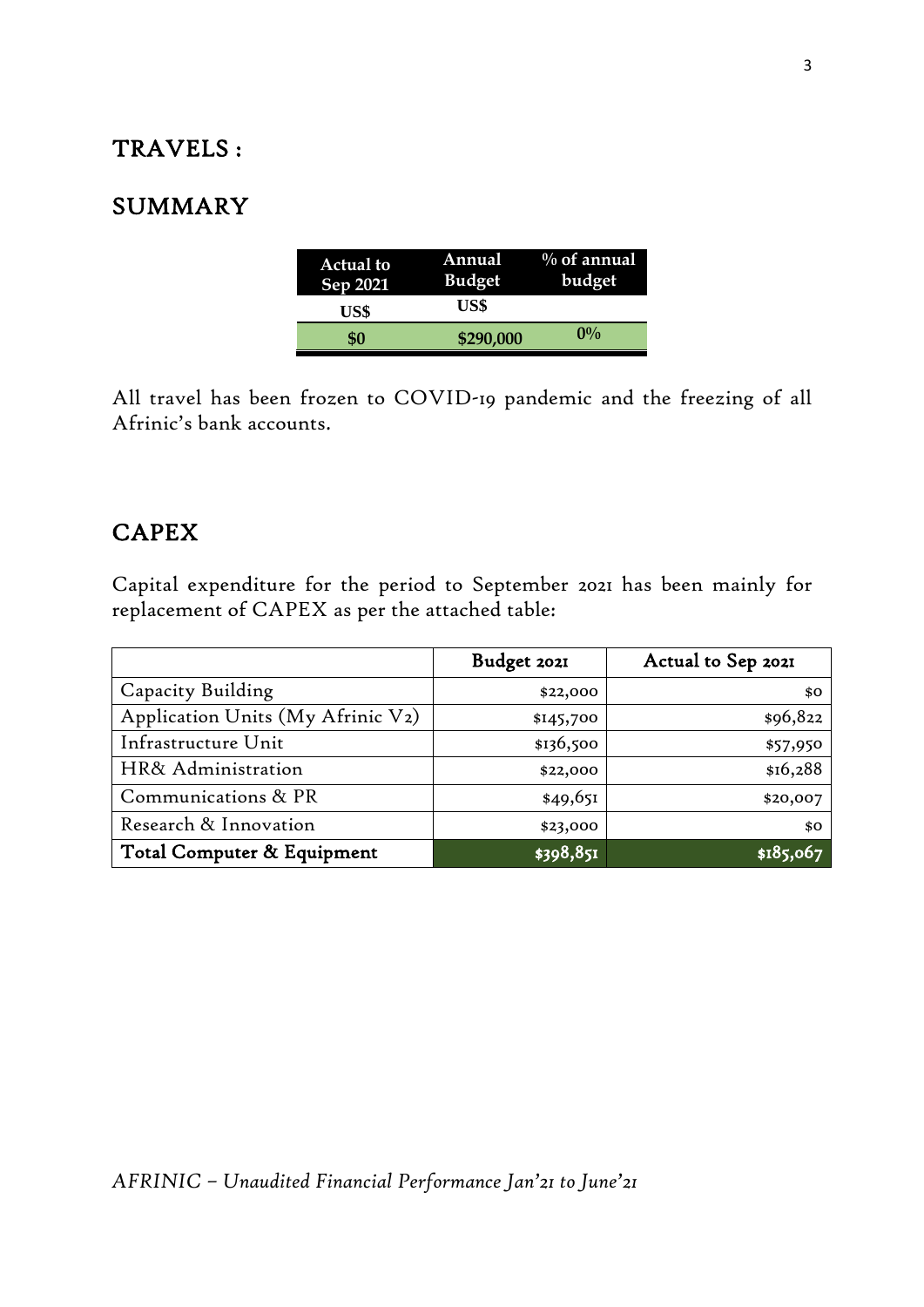## TRAVELS :

## SUMMARY

| Actual to Sep 2021 | Annual Budget | % of annual budget |
|---|---|---|
| US$ | US$ | |
| $0 | $290,000 | 0% |

All travel has been frozen to COVID-19 pandemic and the freezing of all Afrinic's bank accounts.

## CAPEX

Capital expenditure for the period to September 2021 has been mainly for replacement of CAPEX as per the attached table:

| | Budget 2021 | Actual to Sep 2021 |
|---|---|---|
| Capacity Building | $22,000 | $0 |
| Application Units (My Afrinic V2) | $145,700 | $96,822 |
| Infrastructure Unit | $136,500 | $57,950 |
| HR& Administration | $22,000 | $16,288 |
| Communications & PR | $49,651 | $20,007 |
| Research & Innovation | $23,000 | $0 |
| **Total Computer & Equipment** | **$398,851** | **$185,067** |

*AFRINIC – Unaudited Financial Performance Jan'21 to June'21*